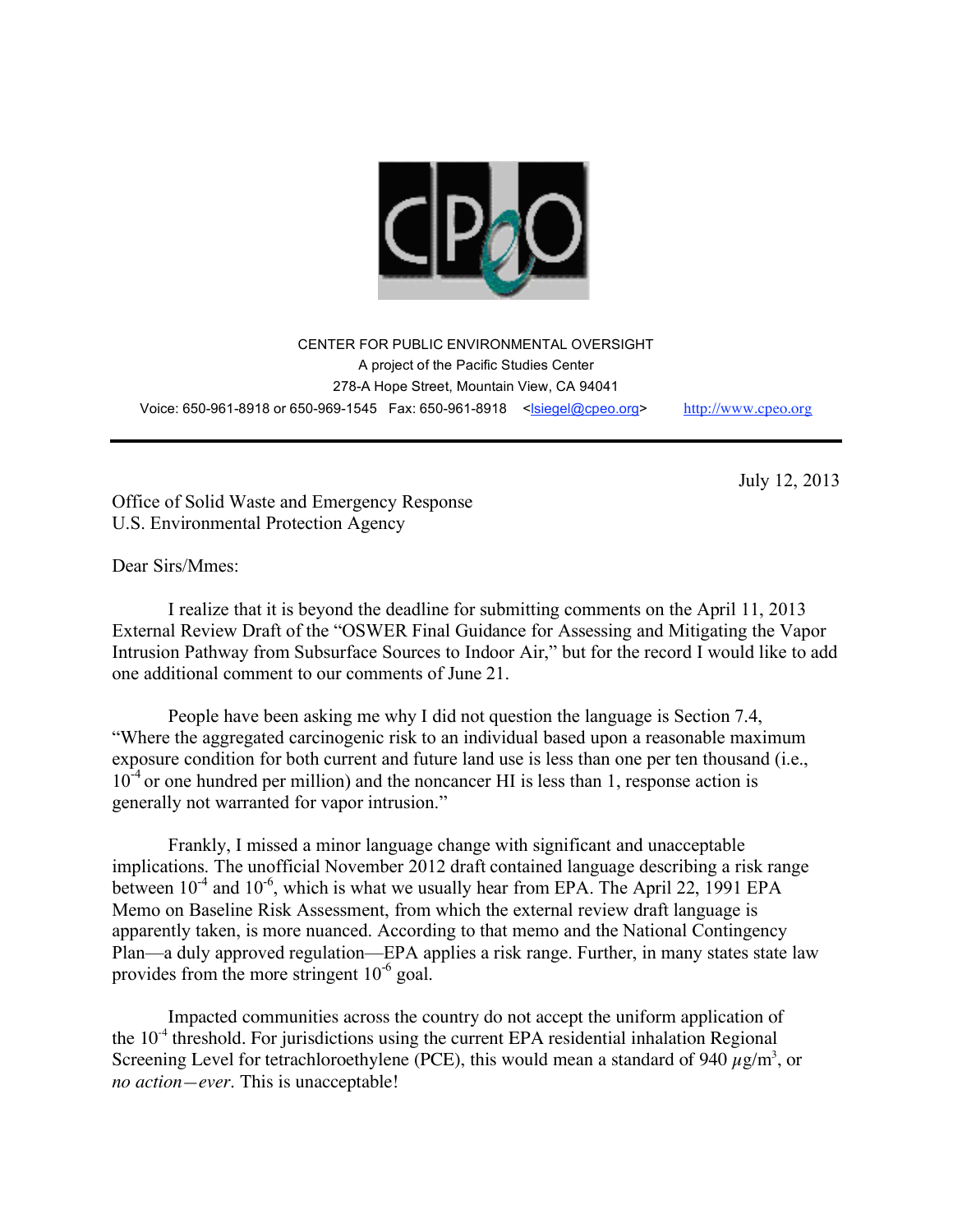CENTER FOR PUBLIC ENVIRONMENTAL OVERSIGHT
A project of the Pacific Studies Center
278-A Hope Street, Mountain View, CA 94041
Voice: 650-961-8918 or 650-969-1545 Fax: 650-961-8918 <lsiegel@cpeo.org> http://www.cpeo.org

---

July 12, 2013

Office of Solid Waste and Emergency Response
U.S. Environmental Protection Agency

Dear Sirs/Mmes:

I realize that it is beyond the deadline for submitting comments on the April 11, 2013 External Review Draft of the "OSWER Final Guidance for Assessing and Mitigating the Vapor Intrusion Pathway from Subsurface Sources to Indoor Air," but for the record I would like to add one additional comment to our comments of June 21.

People have been asking me why I did not question the language is Section 7.4, "Where the aggregated carcinogenic risk to an individual based upon a reasonable maximum exposure condition for both current and future land use is less than one per ten thousand (i.e., $10^{-4}$ or one hundred per million) and the noncancer HI is less than 1, response action is generally not warranted for vapor intrusion."

Frankly, I missed a minor language change with significant and unacceptable implications. The unofficial November 2012 draft contained language describing a risk range between $10^{-4}$ and $10^{-6}$, which is what we usually hear from EPA. The April 22, 1991 EPA Memo on Baseline Risk Assessment, from which the external review draft language is apparently taken, is more nuanced. According to that memo and the National Contingency Plan—a duly approved regulation—EPA applies a risk range. Further, in many states state law provides from the more stringent $10^{-6}$ goal.

Impacted communities across the country do not accept the uniform application of the $10^{-4}$ threshold. For jurisdictions using the current EPA residential inhalation Regional Screening Level for tetrachloroethylene (PCE), this would mean a standard of 940 $\mu g/m^3$, or *no action—ever*. This is unacceptable!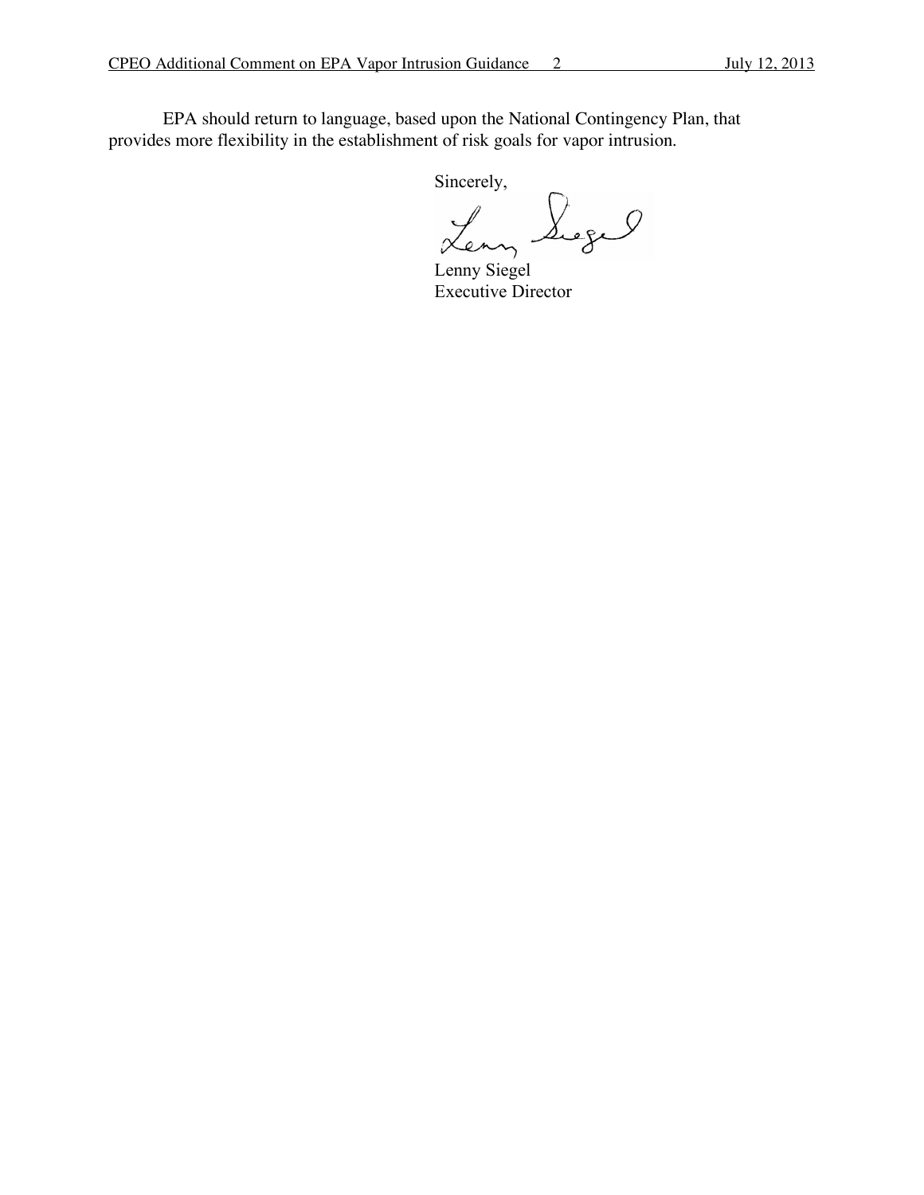EPA should return to language, based upon the National Contingency Plan, that provides more flexibility in the establishment of risk goals for vapor intrusion.

Sincerely,

Lenny Siegel
Executive Director